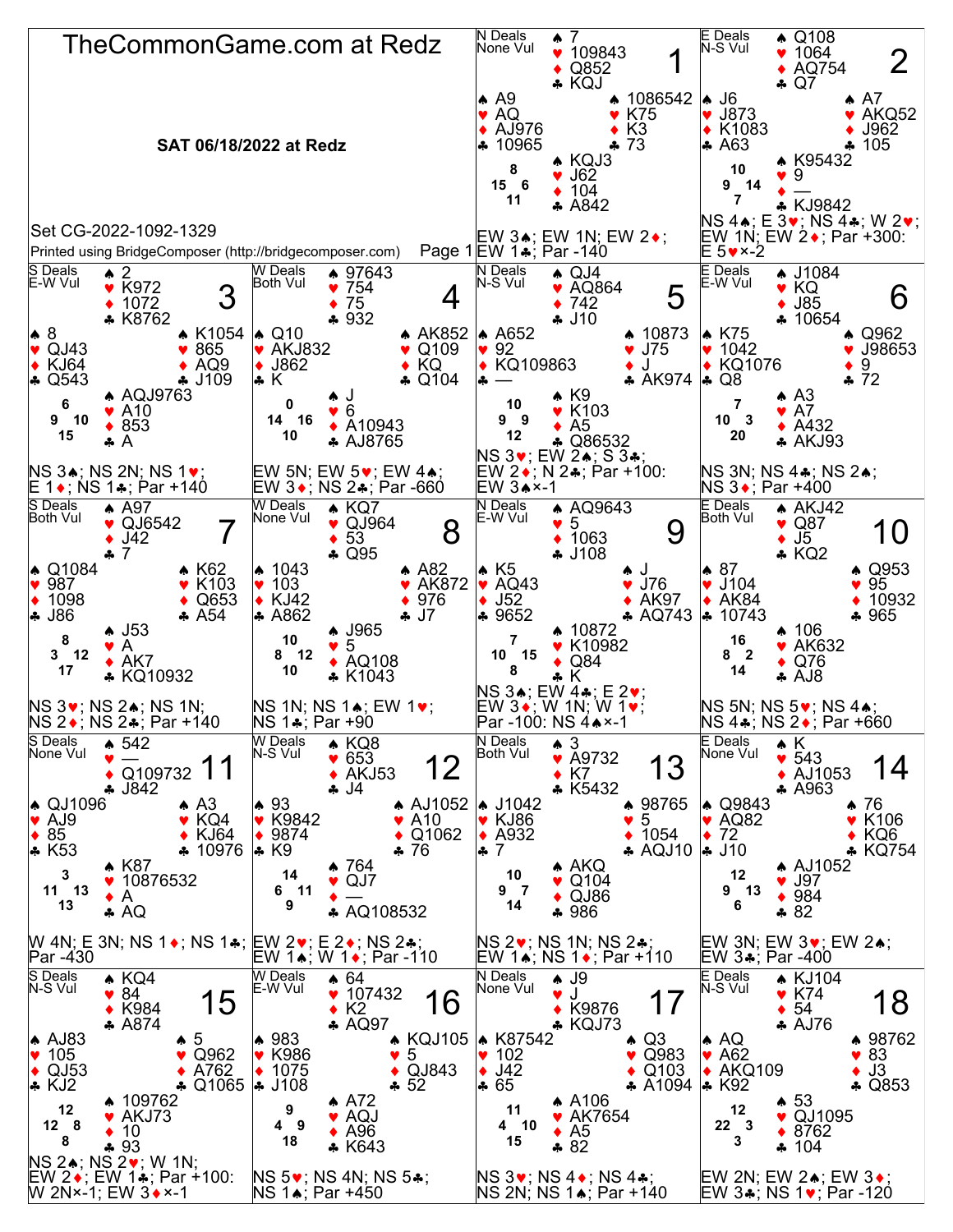# TheCommonGame.com at Redz

**SAT 06/18/2022 at Redz**

Set CG-2022-1092-1329

Printed using BridgeComposer (http://bridgecomposer.com)

---

## Board 1

N Deals, None Vul

- North: ♠ 7 ♥ 109843 ♦ Q852 ♣ KQJ
- West: ♠ A9 ♥ AQ ♦ AJ976 ♣ 10965
- East: ♠ 1086542 ♥ K75 ♦ K3 ♣ 73
- South: ♠ KQJ3 ♥ J62 ♦ 104 ♣ A842

HCP: N 8, W 15, E 6, S 11

EW 3♠; EW 1N; EW 2♦; EW 1♣; Par -140

## Board 2

E Deals, N-S Vul

- North: ♠ Q108 ♥ 1064 ♦ AQ754 ♣ Q7
- West: ♠ J6 ♥ J873 ♦ K1083 ♣ A63
- East: ♠ A7 ♥ AKQ52 ♦ J962 ♣ 105
- South: ♠ K95432 ♥ 9 ♦ — ♣ KJ9842

HCP: N 10, W 9, E 14, S 7

NS 4♠; E 3♥; NS 4♣; W 2♥; EW 1N; EW 2♦; Par +300: E 5♥×-2

## Board 3

S Deals, E-W Vul

- North: ♠ 2 ♥ K972 ♦ 1072 ♣ K8762
- West: ♠ 8 ♥ QJ43 ♦ KJ64 ♣ Q543
- East: ♠ K1054 ♥ 865 ♦ AQ9 ♣ J109
- South: ♠ AQJ9763 ♥ A10 ♦ 853 ♣ A

HCP: N 6, W 9, E 10, S 15

NS 3♠; NS 2N; NS 1♥; E 1♦; NS 1♣; Par +140

## Board 4

W Deals, Both Vul

- North: ♠ 97643 ♥ 754 ♦ 75 ♣ 932
- West: ♠ Q10 ♥ AKJ832 ♦ J862 ♣ K
- East: ♠ AK852 ♥ Q109 ♦ KQ ♣ Q104
- South: ♠ J ♥ 6 ♦ A10943 ♣ AJ8765

HCP: N 0, W 14, E 16, S 10

EW 5N; EW 5♥; EW 4♠; EW 3♦; NS 2♣; Par -660

## Board 5

N Deals, N-S Vul

- North: ♠ QJ4 ♥ AQ864 ♦ 742 ♣ J10
- West: ♠ A652 ♥ 92 ♦ KQ109863 ♣ —
- East: ♠ 10873 ♥ J75 ♦ J ♣ AK974
- South: ♠ K9 ♥ K103 ♦ A5 ♣ Q86532

HCP: N 10, W 9, E 9, S 12

NS 3♥; EW 2♠; S 3♣; EW 2♦; N 2♣; Par +100: EW 3♠×-1

## Board 6

E Deals, E-W Vul

- North: ♠ J1084 ♥ KQ ♦ J85 ♣ 10654
- West: ♠ K75 ♥ 1042 ♦ KQ1076 ♣ Q8
- East: ♠ Q962 ♥ J98653 ♦ 9 ♣ 72
- South: ♠ A3 ♥ A7 ♦ A432 ♣ AKJ93

HCP: N 7, W 10, E 3, S 20

NS 3N; NS 4♣; NS 2♠; NS 3♦; Par +400

## Board 7

S Deals, Both Vul

- North: ♠ A97 ♥ QJ6542 ♦ J42 ♣ 7
- West: ♠ Q1084 ♥ 987 ♦ 1098 ♣ J86
- East: ♠ K62 ♥ K103 ♦ Q653 ♣ A54
- South: ♠ J53 ♥ A ♦ AK7 ♣ KQ10932

HCP: N 8, W 3, E 12, S 17

NS 3♥; NS 2♠; NS 1N; NS 2♦; NS 2♣; Par +140

## Board 8

W Deals, None Vul

- North: ♠ KQ7 ♥ QJ964 ♦ 53 ♣ Q95
- West: ♠ 1043 ♥ 103 ♦ KJ42 ♣ A862
- East: ♠ A82 ♥ AK872 ♦ 976 ♣ J7
- South: ♠ J965 ♥ 5 ♦ AQ108 ♣ K1043

HCP: N 10, W 8, E 12, S 10

NS 1N; NS 1♠; EW 1♥; NS 1♣; Par +90

## Board 9

N Deals, E-W Vul

- North: ♠ AQ9643 ♥ 5 ♦ 1063 ♣ J108
- West: ♠ K5 ♥ AQ43 ♦ J52 ♣ 9652
- East: ♠ J ♥ J76 ♦ AK97 ♣ AQ743
- South: ♠ 10872 ♥ K10982 ♦ Q84 ♣ K

HCP: N 7, W 10, E 15, S 8

NS 3♠; EW 4♣; E 2♥; EW 3♦; W 1N; W 1♥; Par -100: NS 4♠×-1

## Board 10

E Deals, Both Vul

- North: ♠ AKJ42 ♥ Q87 ♦ J5 ♣ KQ2
- West: ♠ 87 ♥ J104 ♦ AK84 ♣ 10743
- East: ♠ Q953 ♥ 95 ♦ 10932 ♣ 965
- South: ♠ 106 ♥ AK632 ♦ Q76 ♣ AJ8

HCP: N 16, W 8, E 2, S 14

NS 5N; NS 5♥; NS 4♠; NS 4♣; NS 2♦; Par +660

## Board 11

S Deals, None Vul

- North: ♠ 542 ♥ — ♦ Q109732 ♣ J842
- West: ♠ QJ1096 ♥ AJ9 ♦ 85 ♣ K53
- East: ♠ A3 ♥ KQ4 ♦ KJ64 ♣ 10976
- South: ♠ K87 ♥ 10876532 ♦ A ♣ AQ

HCP: N 3, W 11, E 13, S 13

W 4N; E 3N; NS 1♦; NS 1♣; Par -430

## Board 12

W Deals, N-S Vul

- North: ♠ KQ8 ♥ 653 ♦ AKJ53 ♣ J4
- West: ♠ 93 ♥ K9842 ♦ 9874 ♣ K9
- East: ♠ AJ1052 ♥ A10 ♦ Q1062 ♣ 76
- South: ♠ 764 ♥ QJ7 ♦ — ♣ AQ108532

HCP: N 14, W 6, E 11, S 9

EW 2♥; E 2♦; NS 2♣; EW 1♠; W 1♦; Par -110

## Board 13

N Deals, Both Vul

- North: ♠ 3 ♥ A9732 ♦ K7 ♣ K5432
- West: ♠ J1042 ♥ KJ86 ♦ A932 ♣ 7
- East: ♠ 98765 ♥ 5 ♦ 1054 ♣ AQJ10
- South: ♠ AKQ ♥ Q104 ♦ QJ86 ♣ 986

HCP: N 10, W 9, E 7, S 14

NS 2♥; NS 1N; NS 2♣; EW 1♠; NS 1♦; Par +110

## Board 14

E Deals, None Vul

- North: ♠ K ♥ 543 ♦ AJ1053 ♣ A963
- West: ♠ Q9843 ♥ AQ82 ♦ 72 ♣ J10
- East: ♠ 76 ♥ K106 ♦ KQ6 ♣ KQ754
- South: ♠ AJ1052 ♥ J97 ♦ 984 ♣ 82

HCP: N 12, W 9, E 13, S 6

EW 3N; EW 3♥; EW 2♠; EW 3♣; Par -400

## Board 15

S Deals, N-S Vul

- North: ♠ KQ4 ♥ 84 ♦ K984 ♣ A874
- West: ♠ AJ83 ♥ 105 ♦ QJ53 ♣ KJ2
- East: ♠ 5 ♥ Q962 ♦ A762 ♣ Q1065
- South: ♠ 109762 ♥ AKJ73 ♦ 10 ♣ 93

HCP: N 12, W 12, E 8, S 8

NS 2♠; NS 2♥; W 1N; EW 2♦; EW 1♣; Par +100: W 2N×-1; EW 3♦×-1

## Board 16

W Deals, E-W Vul

- North: ♠ 64 ♥ 107432 ♦ K2 ♣ AQ97
- West: ♠ 983 ♥ K986 ♦ 1075 ♣ J108
- East: ♠ KQJ105 ♥ 5 ♦ QJ843 ♣ 52
- South: ♠ A72 ♥ AQJ ♦ A96 ♣ K643

HCP: N 9, W 4, E 9, S 18

NS 5♥; NS 4N; NS 5♣; NS 1♠; Par +450

## Board 17

N Deals, None Vul

- North: ♠ J9 ♥ J ♦ K9876 ♣ KQJ73
- West: ♠ K87542 ♥ 102 ♦ J42 ♣ 65
- East: ♠ Q3 ♥ Q983 ♦ Q103 ♣ A1094
- South: ♠ A106 ♥ AK7654 ♦ A5 ♣ 82

HCP: N 11, W 4, E 10, S 15

NS 3♥; NS 4♦; NS 4♣; NS 2N; NS 1♠; Par +140

## Board 18

E Deals, N-S Vul

- North: ♠ KJ104 ♥ K74 ♦ 54 ♣ AJ76
- West: ♠ AQ ♥ A62 ♦ AKQ109 ♣ K92
- East: ♠ 98762 ♥ 83 ♦ J3 ♣ Q853
- South: ♠ 53 ♥ QJ1095 ♦ 8762 ♣ 104

HCP: N 12, W 22, E 3, S 3

EW 2N; EW 2♠; EW 3♦; EW 3♣; NS 1♥; Par -120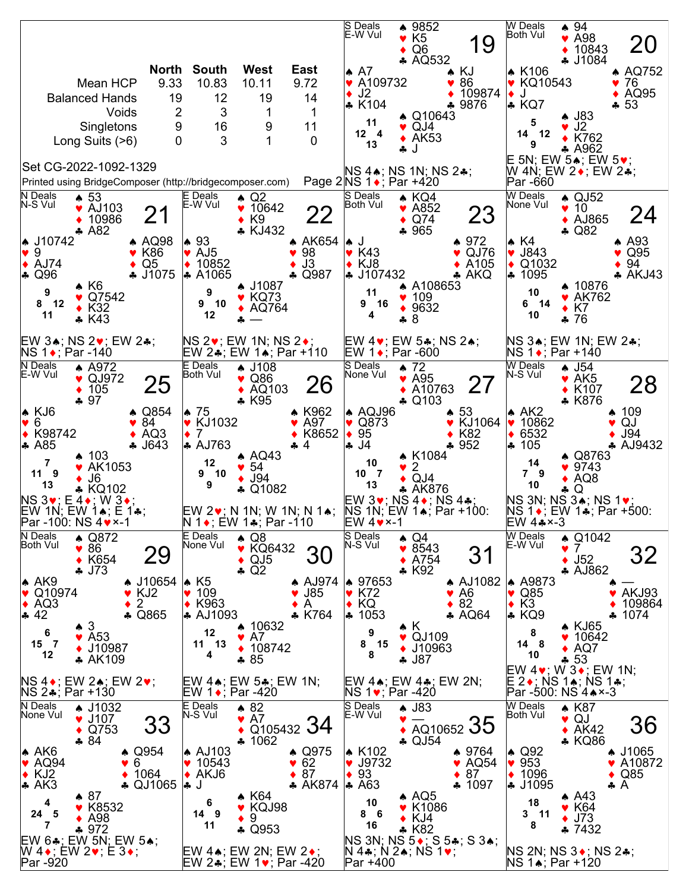| | North | South | West | East |
|---|---|---|---|---|
| Mean HCP | 9.33 | 10.83 | 10.11 | 9.72 |
| Balanced Hands | 19 | 12 | 19 | 14 |
| Voids | 2 | 3 | 1 | 1 |
| Singletons | 9 | 16 | 9 | 11 |
| Long Suits (>6) | 0 | 3 | 1 | 0 |

Set CG-2022-1092-1329

Printed using BridgeComposer (http://bridgecomposer.com)

## Board 19
S Deals, E-W Vul

North: ♠ 9852 ♥ K5 ♦ Q6 ♣ AQ532

West: ♠ A7 ♥ A109732 ♦ J2 ♣ K104

East: ♠ KJ ♥ 86 ♦ 109874 ♣ 9876

South: ♠ Q10643 ♥ QJ4 ♦ AK53 ♣ J

HCP: N 11, W 12, E 4, S 13

NS 4♠; NS 1N; NS 2♣; NS 1♦; Par +420

## Board 20
W Deals, Both Vul

North: ♠ 94 ♥ A98 ♦ 10843 ♣ J1084

West: ♠ K106 ♥ KQ10543 ♦ J ♣ KQ7

East: ♠ AQ752 ♥ 76 ♦ AQ95 ♣ 53

South: ♠ J83 ♥ J2 ♦ K762 ♣ A962

HCP: N 5, W 14, E 12, S 9

E 5N; EW 5♠; EW 5♥; W 4N; EW 2♦; EW 2♣; Par -660

## Board 21
N Deals, N-S Vul

North: ♠ 53 ♥ AJ103 ♦ 10986 ♣ A82

West: ♠ J10742 ♥ 9 ♦ AJ74 ♣ Q96

East: ♠ AQ98 ♥ K86 ♦ Q5 ♣ J1075

South: ♠ K6 ♥ Q7542 ♦ K32 ♣ K43

HCP: N 9, W 8, E 12, S 11

EW 3♠; NS 2♥; EW 2♣; NS 1♦; Par -140

## Board 22
E Deals, E-W Vul

North: ♠ Q2 ♥ 10642 ♦ K9 ♣ KJ432

West: ♠ 93 ♥ AJ5 ♦ 10852 ♣ A1065

East: ♠ AK654 ♥ 98 ♦ J3 ♣ Q987

South: ♠ J1087 ♥ KQ73 ♦ AQ764 ♣ —

HCP: N 9, W 9, E 10, S 12

NS 2♥; EW 1N; NS 2♦; EW 2♣; EW 1♠; Par +110

## Board 23
S Deals, Both Vul

North: ♠ KQ4 ♥ A852 ♦ Q74 ♣ 965

West: ♠ J ♥ K43 ♦ KJ8 ♣ J107432

East: ♠ 972 ♥ QJ76 ♦ A105 ♣ AKQ

South: ♠ A108653 ♥ 109 ♦ 9632 ♣ 8

HCP: N 11, W 9, E 16, S 4

EW 4♥; EW 5♣; NS 2♠; EW 1♦; Par -600

## Board 24
W Deals, None Vul

North: ♠ QJ52 ♥ 10 ♦ AJ865 ♣ Q82

West: ♠ K4 ♥ J843 ♦ Q1032 ♣ 1095

East: ♠ A93 ♥ Q95 ♦ 94 ♣ AKJ43

South: ♠ 10876 ♥ AK762 ♦ K7 ♣ 76

HCP: N 10, W 6, E 14, S 10

NS 3♠; EW 1N; EW 2♣; NS 1♦; Par +140

## Board 25
N Deals, E-W Vul

North: ♠ A972 ♥ QJ972 ♦ 105 ♣ 97

West: ♠ KJ6 ♥ 6 ♦ K98742 ♣ A85

East: ♠ Q854 ♥ 84 ♦ AQ3 ♣ J643

South: ♠ 103 ♥ AK1053 ♦ J6 ♣ KQ102

HCP: N 7, W 11, E 9, S 13

NS 3♥; E 4♦; W 3♦; EW 1N; EW 1♠; E 1♣; Par -100: NS 4♥×-1

## Board 26
E Deals, Both Vul

North: ♠ J108 ♥ Q86 ♦ AQ103 ♣ K95

West: ♠ 75 ♥ KJ1032 ♦ 7 ♣ AJ763

East: ♠ K962 ♥ A97 ♦ K8652 ♣ 4

South: ♠ AQ43 ♥ 54 ♦ J94 ♣ Q1082

HCP: N 12, W 9, E 10, S 9

EW 2♥; N 1N; W 1N; N 1♠; N 1♦; EW 1♣; Par -110

## Board 27
S Deals, None Vul

North: ♠ 72 ♥ A95 ♦ A10763 ♣ Q103

West: ♠ AQJ96 ♥ Q873 ♦ 95 ♣ J4

East: ♠ 53 ♥ KJ1064 ♦ K82 ♣ 952

South: ♠ K1084 ♥ 2 ♦ QJ4 ♣ AK876

HCP: N 10, W 10, E 7, S 13

EW 3♥; NS 4♦; NS 4♣; NS 1N; EW 1♠; Par +100: EW 4♥×-1

## Board 28
W Deals, N-S Vul

North: ♠ J54 ♥ AK5 ♦ K107 ♣ K876

West: ♠ AK2 ♥ 10862 ♦ 6532 ♣ 105

East: ♠ 109 ♥ QJ ♦ J94 ♣ AJ9432

South: ♠ Q8763 ♥ 9743 ♦ AQ8 ♣ Q

HCP: N 14, W 7, E 9, S 10

NS 3N; NS 3♠; NS 1♥; NS 1♦; EW 1♣; Par +500: EW 4♣×-3

## Board 29
N Deals, Both Vul

North: ♠ Q872 ♥ 86 ♦ K654 ♣ J73

West: ♠ AK9 ♥ Q10974 ♦ AQ3 ♣ 42

East: ♠ J10654 ♥ KJ2 ♦ 2 ♣ Q865

South: ♠ 3 ♥ A53 ♦ J10987 ♣ AK109

HCP: N 6, W 15, E 7, S 12

NS 4♦; EW 2♠; EW 2♥; NS 2♣; Par +130

## Board 30
E Deals, None Vul

North: ♠ Q8 ♥ KQ6432 ♦ QJ5 ♣ Q2

West: ♠ K5 ♥ 109 ♦ K963 ♣ AJ1093

East: ♠ AJ974 ♥ J85 ♦ A ♣ K764

South: ♠ 10632 ♥ A7 ♦ 108742 ♣ 85

HCP: N 12, W 11, E 13, S 4

EW 4♠; EW 5♣; EW 1N; EW 1♦; Par -420

## Board 31
S Deals, N-S Vul

North: ♠ Q4 ♥ 8543 ♦ A754 ♣ K92

West: ♠ 97653 ♥ K72 ♦ KQ ♣ 1053

East: ♠ AJ1082 ♥ A6 ♦ 82 ♣ AQ64

South: ♠ K ♥ QJ109 ♦ J10963 ♣ J87

HCP: N 9, W 8, E 15, S 8

EW 4♠; EW 4♣; EW 2N; NS 1♥; Par -420

## Board 32
W Deals, E-W Vul

North: ♠ Q1042 ♥ 7 ♦ J52 ♣ AJ862

West: ♠ A9873 ♥ Q85 ♦ K3 ♣ KQ9

East: ♠ — ♥ AKJ93 ♦ 109864 ♣ 1074

South: ♠ KJ65 ♥ 10642 ♦ AQ7 ♣ 53

HCP: N 8, W 14, E 8, S 10

EW 4♥; W 3♦; EW 1N; E 2♦; NS 1♠; NS 1♣; Par -500: NS 4♠×-3

## Board 33
N Deals, None Vul

North: ♠ J1032 ♥ J107 ♦ Q753 ♣ 84

West: ♠ AK6 ♥ AQ94 ♦ KJ2 ♣ AK3

East: ♠ Q954 ♥ 6 ♦ 1064 ♣ QJ1065

South: ♠ 87 ♥ K8532 ♦ A98 ♣ 972

HCP: N 4, W 24, E 5, S 7

EW 6♣; EW 5N; EW 5♠; W 4♦; EW 2♥; E 3♦; Par -920

## Board 34
E Deals, N-S Vul

North: ♠ 82 ♥ A7 ♦ Q105432 ♣ 1062

West: ♠ AJ103 ♥ 10543 ♦ AKJ6 ♣ J

East: ♠ Q975 ♥ 62 ♦ 87 ♣ AK874

South: ♠ K64 ♥ KQJ98 ♦ 9 ♣ Q953

HCP: N 6, W 14, E 9, S 11

EW 4♠; EW 2N; EW 2♦; EW 2♣; EW 1♥; Par -420

## Board 35
S Deals, E-W Vul

North: ♠ J83 ♥ — ♦ AQ10652 ♣ QJ54

West: ♠ K102 ♥ J9732 ♦ 93 ♣ A63

East: ♠ 9764 ♥ AQ54 ♦ 87 ♣ 1097

South: ♠ AQ5 ♥ K1086 ♦ KJ4 ♣ K82

HCP: N 10, W 8, E 6, S 16

NS 3N; NS 5♦; S 5♣; S 3♠; N 4♣; N 2♠; NS 1♥; Par +400

## Board 36
W Deals, Both Vul

North: ♠ K87 ♥ QJ ♦ AK42 ♣ KQ86

West: ♠ Q92 ♥ 953 ♦ 1096 ♣ J1095

East: ♠ J1065 ♥ A10872 ♦ Q85 ♣ A

South: ♠ A43 ♥ K64 ♦ J73 ♣ 7432

HCP: N 18, W 3, E 11, S 8

NS 2N; NS 3♦; NS 2♣; NS 1♠; Par +120